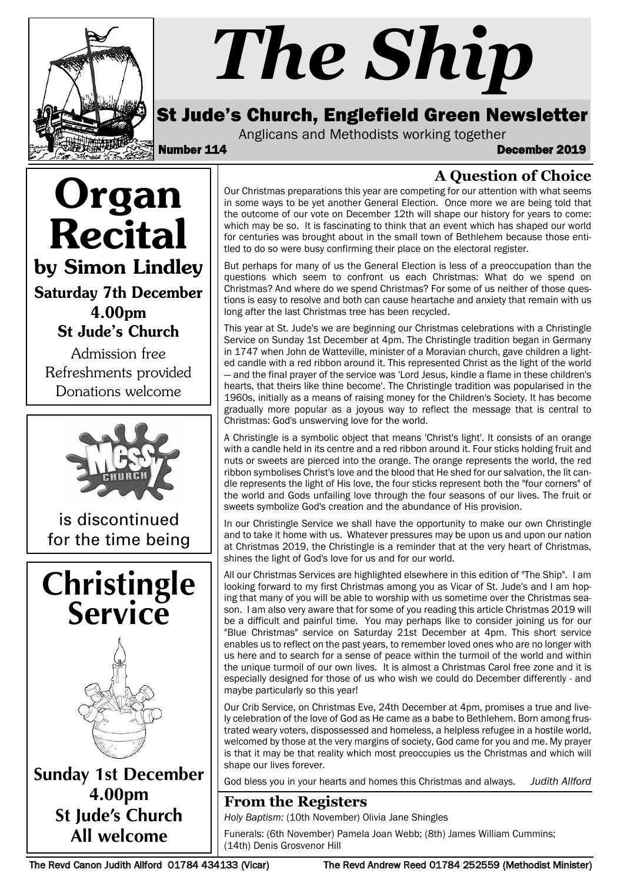# The Ship

## St Jude's Church, Englefield Green Newsletter

Anglicans and Methodists working together

**Number 114** **December 2019**

# Organ Recital

## by Simon Lindley

**Saturday 7th December**
**4.00pm**
**St Jude's Church**

Admission free
Refreshments provided
Donations welcome

Messy Church

is discontinued for the time being

# Christingle Service

**Sunday 1st December**
**4.00pm**
**St Jude's Church**
**All welcome**

## A Question of Choice

Our Christmas preparations this year are competing for our attention with what seems in some ways to be yet another General Election. Once more we are being told that the outcome of our vote on December 12th will shape our history for years to come: which may be so. It is fascinating to think that an event which has shaped our world for centuries was brought about in the small town of Bethlehem because those entitled to do so were busy confirming their place on the electoral register.

But perhaps for many of us the General Election is less of a preoccupation than the questions which seem to confront us each Christmas: What do we spend on Christmas? And where do we spend Christmas? For some of us neither of those questions is easy to resolve and both can cause heartache and anxiety that remain with us long after the last Christmas tree has been recycled.

This year at St. Jude's we are beginning our Christmas celebrations with a Christingle Service on Sunday 1st December at 4pm. The Christingle tradition began in Germany in 1747 when John de Watteville, minister of a Moravian church, gave children a lighted candle with a red ribbon around it. This represented Christ as the light of the world — and the final prayer of the service was 'Lord Jesus, kindle a flame in these children's hearts, that theirs like thine become'. The Christingle tradition was popularised in the 1960s, initially as a means of raising money for the Children's Society. It has become gradually more popular as a joyous way to reflect the message that is central to Christmas: God's unswerving love for the world.

A Christingle is a symbolic object that means 'Christ's light'. It consists of an orange with a candle held in its centre and a red ribbon around it. Four sticks holding fruit and nuts or sweets are pierced into the orange. The orange represents the world, the red ribbon symbolises Christ's love and the blood that He shed for our salvation, the lit candle represents the light of His love, the four sticks represent both the "four corners" of the world and Gods unfailing love through the four seasons of our lives. The fruit or sweets symbolize God's creation and the abundance of His provision.

In our Christingle Service we shall have the opportunity to make our own Christingle and to take it home with us. Whatever pressures may be upon us and upon our nation at Christmas 2019, the Christingle is a reminder that at the very heart of Christmas, shines the light of God's love for us and for our world.

All our Christmas Services are highlighted elsewhere in this edition of "The Ship". I am looking forward to my first Christmas among you as Vicar of St. Jude's and I am hoping that many of you will be able to worship with us sometime over the Christmas season. I am also very aware that for some of you reading this article Christmas 2019 will be a difficult and painful time. You may perhaps like to consider joining us for our "Blue Christmas" service on Saturday 21st December at 4pm. This short service enables us to reflect on the past years, to remember loved ones who are no longer with us here and to search for a sense of peace within the turmoil of the world and within the unique turmoil of our own lives. It is almost a Christmas Carol free zone and it is especially designed for those of us who wish we could do December differently - and maybe particularly so this year!

Our Crib Service, on Christmas Eve, 24th December at 4pm, promises a true and lively celebration of the love of God as He came as a babe to Bethlehem. Born among frustrated weary voters, dispossessed and homeless, a helpless refugee in a hostile world, welcomed by those at the very margins of society, God came for you and me. My prayer is that it may be that reality which most preoccupies us the Christmas and which will shape our lives forever.

God bless you in your hearts and homes this Christmas and always. *Judith Allford*

## From the Registers

*Holy Baptism:* (10th November) Olivia Jane Shingles

Funerals: (6th November) Pamela Joan Webb; (8th) James William Cummins; (14th) Denis Grosvenor Hill

The Revd Canon Judith Allford 01784 434133 (Vicar) The Revd Andrew Reed 01784 252559 (Methodist Minister)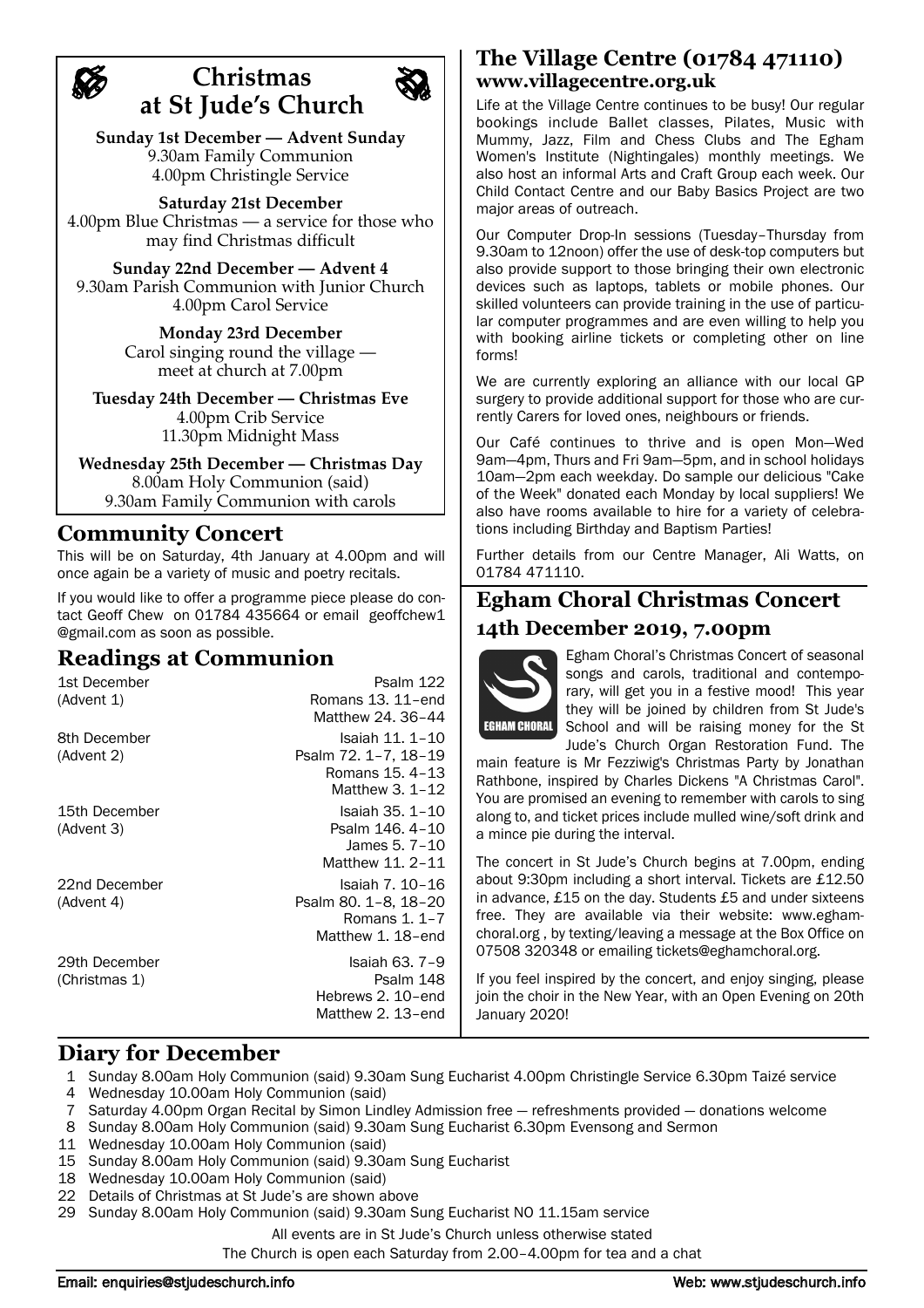## Christmas at St Jude's Church

**Sunday 1st December — Advent Sunday**
9.30am Family Communion
4.00pm Christingle Service

**Saturday 21st December**
4.00pm Blue Christmas — a service for those who may find Christmas difficult

**Sunday 22nd December — Advent 4**
9.30am Parish Communion with Junior Church
4.00pm Carol Service

**Monday 23rd December**
Carol singing round the village — meet at church at 7.00pm

**Tuesday 24th December — Christmas Eve**
4.00pm Crib Service
11.30pm Midnight Mass

**Wednesday 25th December — Christmas Day**
8.00am Holy Communion (said)
9.30am Family Communion with carols

## Community Concert

This will be on Saturday, 4th January at 4.00pm and will once again be a variety of music and poetry recitals.

If you would like to offer a programme piece please do contact Geoff Chew on 01784 435664 or email geoffchew1 @gmail.com as soon as possible.

## Readings at Communion

| | |
|---|---|
| 1st December (Advent 1) | Psalm 122<br>Romans 13. 11–end<br>Matthew 24. 36–44 |
| 8th December (Advent 2) | Isaiah 11. 1–10<br>Psalm 72. 1–7, 18–19<br>Romans 15. 4–13<br>Matthew 3. 1–12 |
| 15th December (Advent 3) | Isaiah 35. 1–10<br>Psalm 146. 4–10<br>James 5. 7–10<br>Matthew 11. 2–11 |
| 22nd December (Advent 4) | Isaiah 7. 10–16<br>Psalm 80. 1–8, 18–20<br>Romans 1. 1–7<br>Matthew 1. 18–end |
| 29th December (Christmas 1) | Isaiah 63. 7–9<br>Psalm 148<br>Hebrews 2. 10–end<br>Matthew 2. 13–end |

## The Village Centre (01784 471110)

**www.villagecentre.org.uk**

Life at the Village Centre continues to be busy! Our regular bookings include Ballet classes, Pilates, Music with Mummy, Jazz, Film and Chess Clubs and The Egham Women's Institute (Nightingales) monthly meetings. We also host an informal Arts and Craft Group each week. Our Child Contact Centre and our Baby Basics Project are two major areas of outreach.

Our Computer Drop-In sessions (Tuesday–Thursday from 9.30am to 12noon) offer the use of desk-top computers but also provide support to those bringing their own electronic devices such as laptops, tablets or mobile phones. Our skilled volunteers can provide training in the use of particular computer programmes and are even willing to help you with booking airline tickets or completing other on line forms!

We are currently exploring an alliance with our local GP surgery to provide additional support for those who are currently Carers for loved ones, neighbours or friends.

Our Café continues to thrive and is open Mon—Wed 9am—4pm, Thurs and Fri 9am—5pm, and in school holidays 10am—2pm each weekday. Do sample our delicious "Cake of the Week" donated each Monday by local suppliers! We also have rooms available to hire for a variety of celebrations including Birthday and Baptism Parties!

Further details from our Centre Manager, Ali Watts, on 01784 471110.

## Egham Choral Christmas Concert 14th December 2019, 7.00pm

Egham Choral's Christmas Concert of seasonal songs and carols, traditional and contemporary, will get you in a festive mood! This year they will be joined by children from St Jude's School and will be raising money for the St Jude's Church Organ Restoration Fund. The main feature is Mr Fezziwig's Christmas Party by Jonathan Rathbone, inspired by Charles Dickens "A Christmas Carol". You are promised an evening to remember with carols to sing along to, and ticket prices include mulled wine/soft drink and a mince pie during the interval.

The concert in St Jude's Church begins at 7.00pm, ending about 9:30pm including a short interval. Tickets are £12.50 in advance, £15 on the day. Students £5 and under sixteens free. They are available via their website: www.eghamchoral.org , by texting/leaving a message at the Box Office on 07508 320348 or emailing tickets@eghamchoral.org.

If you feel inspired by the concert, and enjoy singing, please join the choir in the New Year, with an Open Evening on 20th January 2020!

## Diary for December

- 1 Sunday 8.00am Holy Communion (said) 9.30am Sung Eucharist 4.00pm Christingle Service 6.30pm Taizé service
- 4 Wednesday 10.00am Holy Communion (said)
- 7 Saturday 4.00pm Organ Recital by Simon Lindley Admission free — refreshments provided — donations welcome
- 8 Sunday 8.00am Holy Communion (said) 9.30am Sung Eucharist 6.30pm Evensong and Sermon
- 11 Wednesday 10.00am Holy Communion (said)
- 15 Sunday 8.00am Holy Communion (said) 9.30am Sung Eucharist
- 18 Wednesday 10.00am Holy Communion (said)
- 22 Details of Christmas at St Jude's are shown above
- 29 Sunday 8.00am Holy Communion (said) 9.30am Sung Eucharist NO 11.15am service

All events are in St Jude's Church unless otherwise stated

The Church is open each Saturday from 2.00–4.00pm for tea and a chat

Email: enquiries@stjudeschurch.info Web: www.stjudeschurch.info